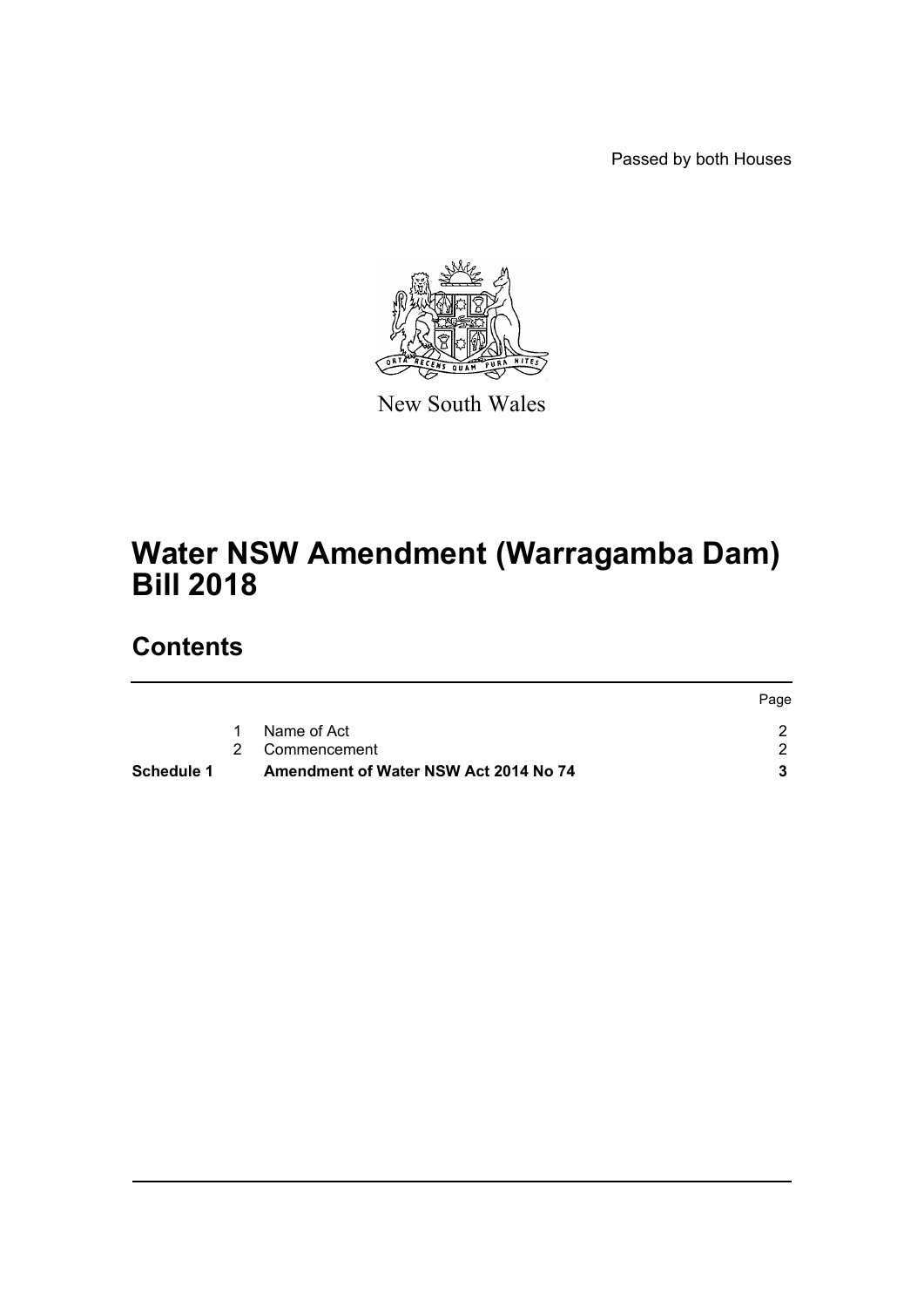Passed by both Houses

New South Wales

# Water NSW Amendment (Warragamba Dam) Bill 2018

## Contents

| | | | Page |
|---|---|---|---|
| | 1 | Name of Act | 2 |
| | 2 | Commencement | 2 |
| **Schedule 1** | | **Amendment of Water NSW Act 2014 No 74** | **3** |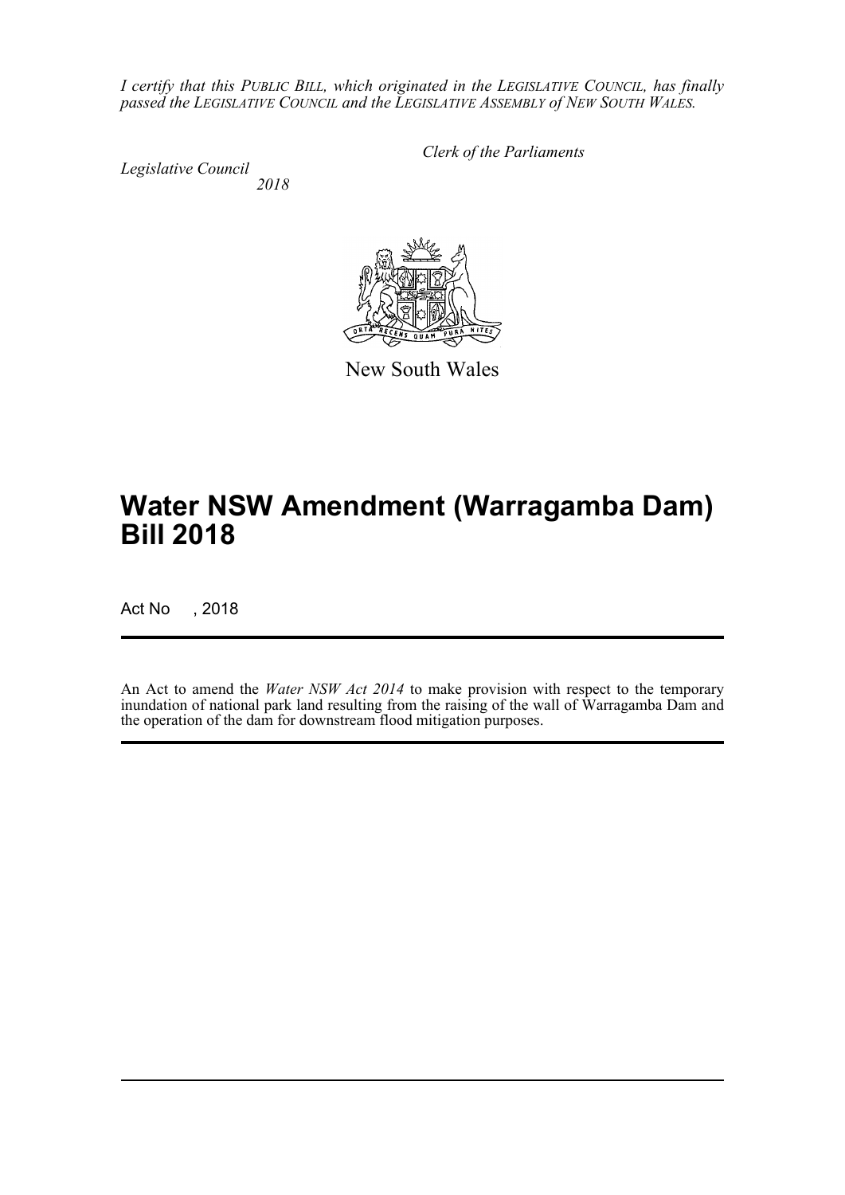*I certify that this PUBLIC BILL, which originated in the LEGISLATIVE COUNCIL, has finally passed the LEGISLATIVE COUNCIL and the LEGISLATIVE ASSEMBLY of NEW SOUTH WALES.*

*Clerk of the Parliaments*

*Legislative Council*
*2018*

New South Wales

# Water NSW Amendment (Warragamba Dam) Bill 2018

Act No , 2018

An Act to amend the *Water NSW Act 2014* to make provision with respect to the temporary inundation of national park land resulting from the raising of the wall of Warragamba Dam and the operation of the dam for downstream flood mitigation purposes.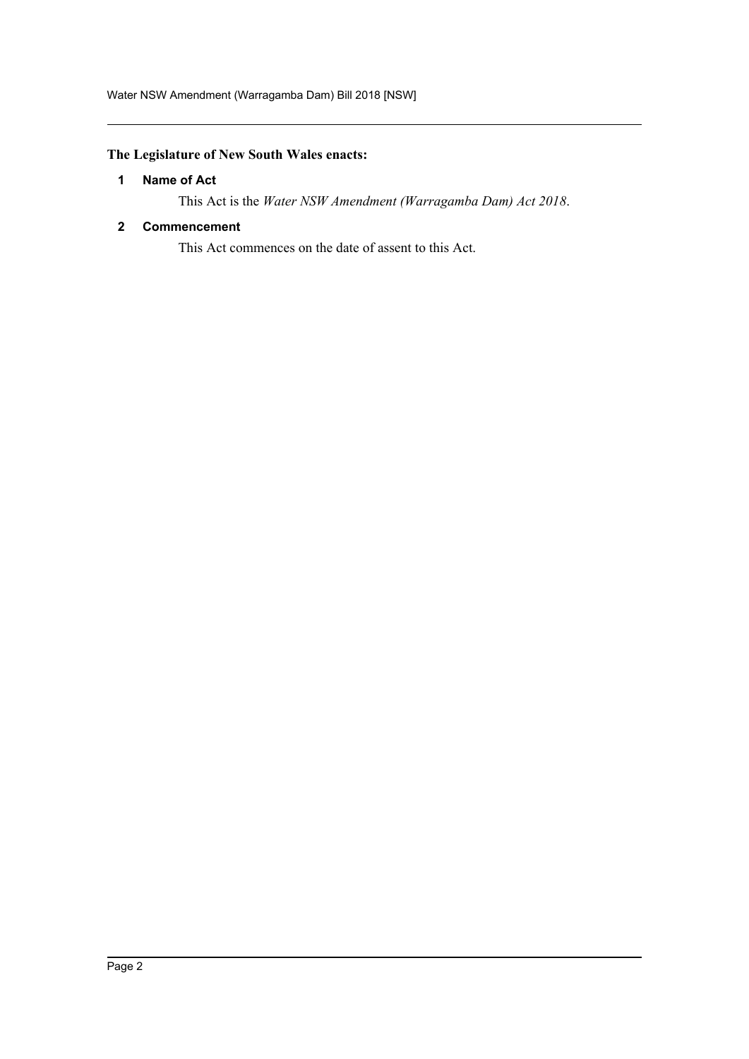**The Legislature of New South Wales enacts:**

### 1 Name of Act

This Act is the *Water NSW Amendment (Warragamba Dam) Act 2018*.

### 2 Commencement

This Act commences on the date of assent to this Act.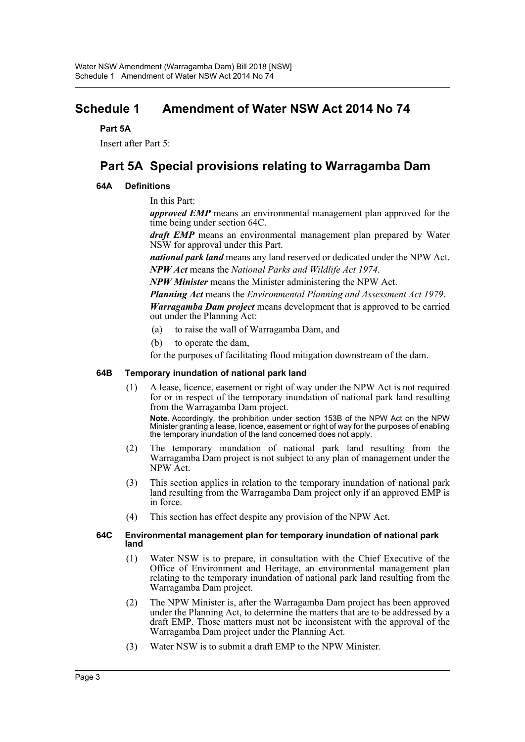# Schedule 1 Amendment of Water NSW Act 2014 No 74

**Part 5A**

Insert after Part 5:

## Part 5A Special provisions relating to Warragamba Dam

### 64A Definitions

In this Part:

***approved EMP*** means an environmental management plan approved for the time being under section 64C.

***draft EMP*** means an environmental management plan prepared by Water NSW for approval under this Part.

***national park land*** means any land reserved or dedicated under the NPW Act.

***NPW Act*** means the *National Parks and Wildlife Act 1974*.

***NPW Minister*** means the Minister administering the NPW Act.

***Planning Act*** means the *Environmental Planning and Assessment Act 1979*.

***Warragamba Dam project*** means development that is approved to be carried out under the Planning Act:

- (a) to raise the wall of Warragamba Dam, and
- (b) to operate the dam,

for the purposes of facilitating flood mitigation downstream of the dam.

### 64B Temporary inundation of national park land

(1) A lease, licence, easement or right of way under the NPW Act is not required for or in respect of the temporary inundation of national park land resulting from the Warragamba Dam project.

**Note.** Accordingly, the prohibition under section 153B of the NPW Act on the NPW Minister granting a lease, licence, easement or right of way for the purposes of enabling the temporary inundation of the land concerned does not apply.

(2) The temporary inundation of national park land resulting from the Warragamba Dam project is not subject to any plan of management under the NPW Act.

(3) This section applies in relation to the temporary inundation of national park land resulting from the Warragamba Dam project only if an approved EMP is in force.

(4) This section has effect despite any provision of the NPW Act.

### 64C Environmental management plan for temporary inundation of national park land

(1) Water NSW is to prepare, in consultation with the Chief Executive of the Office of Environment and Heritage, an environmental management plan relating to the temporary inundation of national park land resulting from the Warragamba Dam project.

(2) The NPW Minister is, after the Warragamba Dam project has been approved under the Planning Act, to determine the matters that are to be addressed by a draft EMP. Those matters must not be inconsistent with the approval of the Warragamba Dam project under the Planning Act.

(3) Water NSW is to submit a draft EMP to the NPW Minister.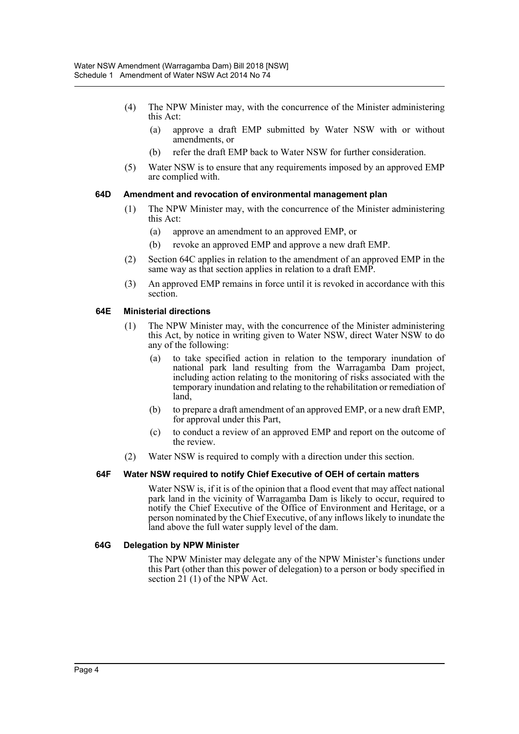(4) The NPW Minister may, with the concurrence of the Minister administering this Act:

(a) approve a draft EMP submitted by Water NSW with or without amendments, or

(b) refer the draft EMP back to Water NSW for further consideration.

(5) Water NSW is to ensure that any requirements imposed by an approved EMP are complied with.

#### 64D Amendment and revocation of environmental management plan

(1) The NPW Minister may, with the concurrence of the Minister administering this Act:

(a) approve an amendment to an approved EMP, or

(b) revoke an approved EMP and approve a new draft EMP.

(2) Section 64C applies in relation to the amendment of an approved EMP in the same way as that section applies in relation to a draft EMP.

(3) An approved EMP remains in force until it is revoked in accordance with this section.

#### 64E Ministerial directions

(1) The NPW Minister may, with the concurrence of the Minister administering this Act, by notice in writing given to Water NSW, direct Water NSW to do any of the following:

(a) to take specified action in relation to the temporary inundation of national park land resulting from the Warragamba Dam project, including action relating to the monitoring of risks associated with the temporary inundation and relating to the rehabilitation or remediation of land,

(b) to prepare a draft amendment of an approved EMP, or a new draft EMP, for approval under this Part,

(c) to conduct a review of an approved EMP and report on the outcome of the review.

(2) Water NSW is required to comply with a direction under this section.

#### 64F Water NSW required to notify Chief Executive of OEH of certain matters

Water NSW is, if it is of the opinion that a flood event that may affect national park land in the vicinity of Warragamba Dam is likely to occur, required to notify the Chief Executive of the Office of Environment and Heritage, or a person nominated by the Chief Executive, of any inflows likely to inundate the land above the full water supply level of the dam.

#### 64G Delegation by NPW Minister

The NPW Minister may delegate any of the NPW Minister's functions under this Part (other than this power of delegation) to a person or body specified in section 21 (1) of the NPW Act.